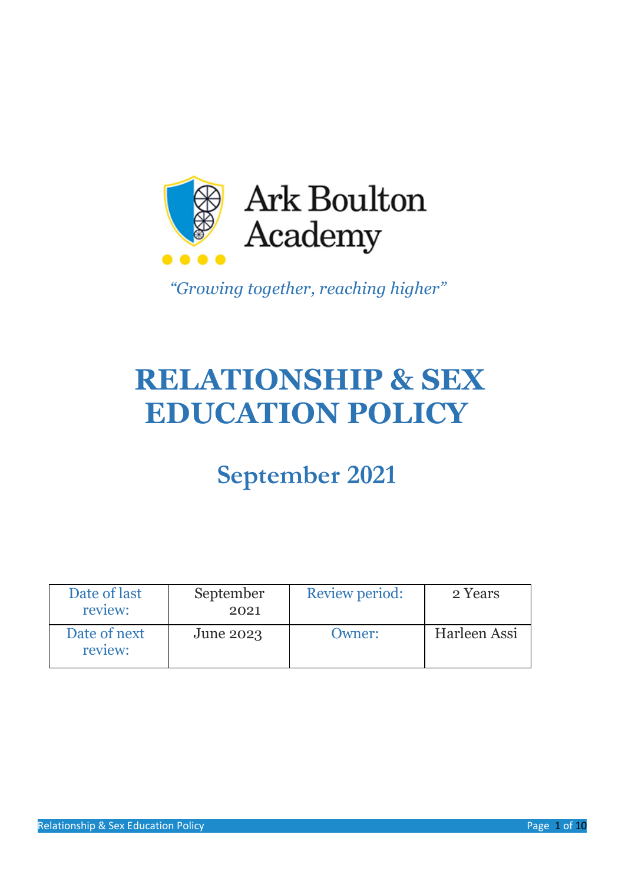Ark Boulton Academy

*"Growing together, reaching higher"*

# RELATIONSHIP & SEX EDUCATION POLICY

## September 2021

| Date of last review: | September 2021 | Review period: | 2 Years |
|---|---|---|---|
| Date of next review: | June 2023 | Owner: | Harleen Assi |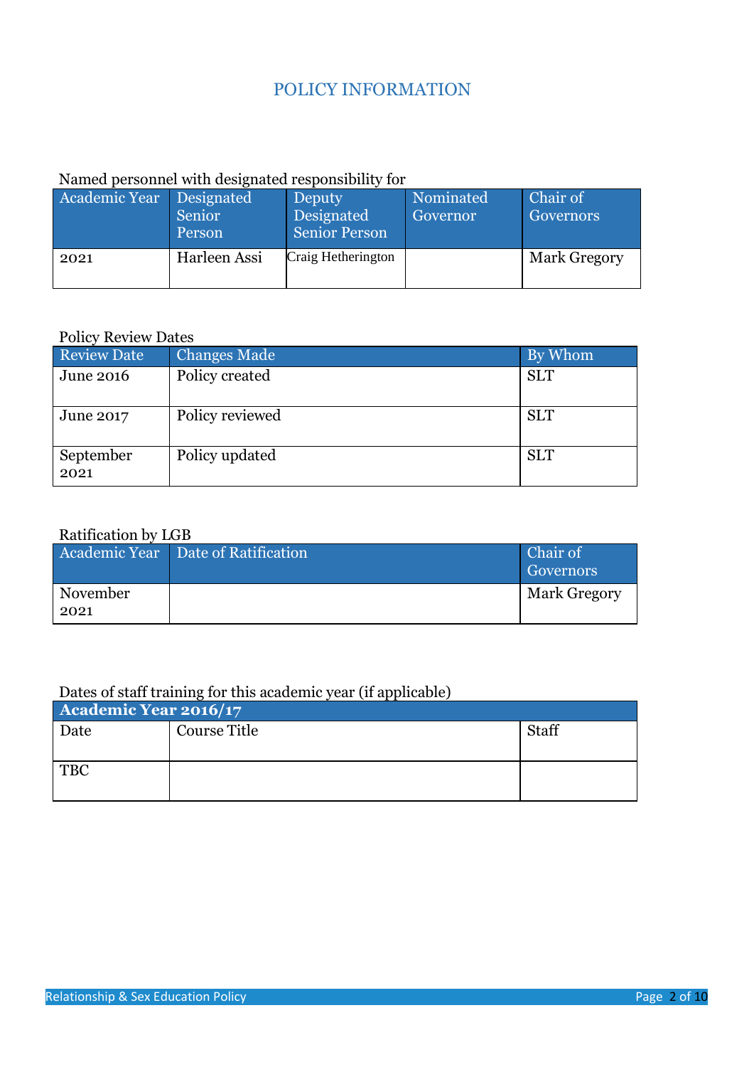# POLICY INFORMATION

Named personnel with designated responsibility for

| Academic Year | Designated Senior Person | Deputy Designated Senior Person | Nominated Governor | Chair of Governors |
|---|---|---|---|---|
| 2021 | Harleen Assi | Craig Hetherington | | Mark Gregory |

Policy Review Dates

| Review Date | Changes Made | By Whom |
|---|---|---|
| June 2016 | Policy created | SLT |
| June 2017 | Policy reviewed | SLT |
| September 2021 | Policy updated | SLT |

Ratification by LGB

| Academic Year | Date of Ratification | Chair of Governors |
|---|---|---|
| November 2021 | | Mark Gregory |

Dates of staff training for this academic year (if applicable)

| **Academic Year 2016/17** | | |
|---|---|---|
| Date | Course Title | Staff |
| TBC | | |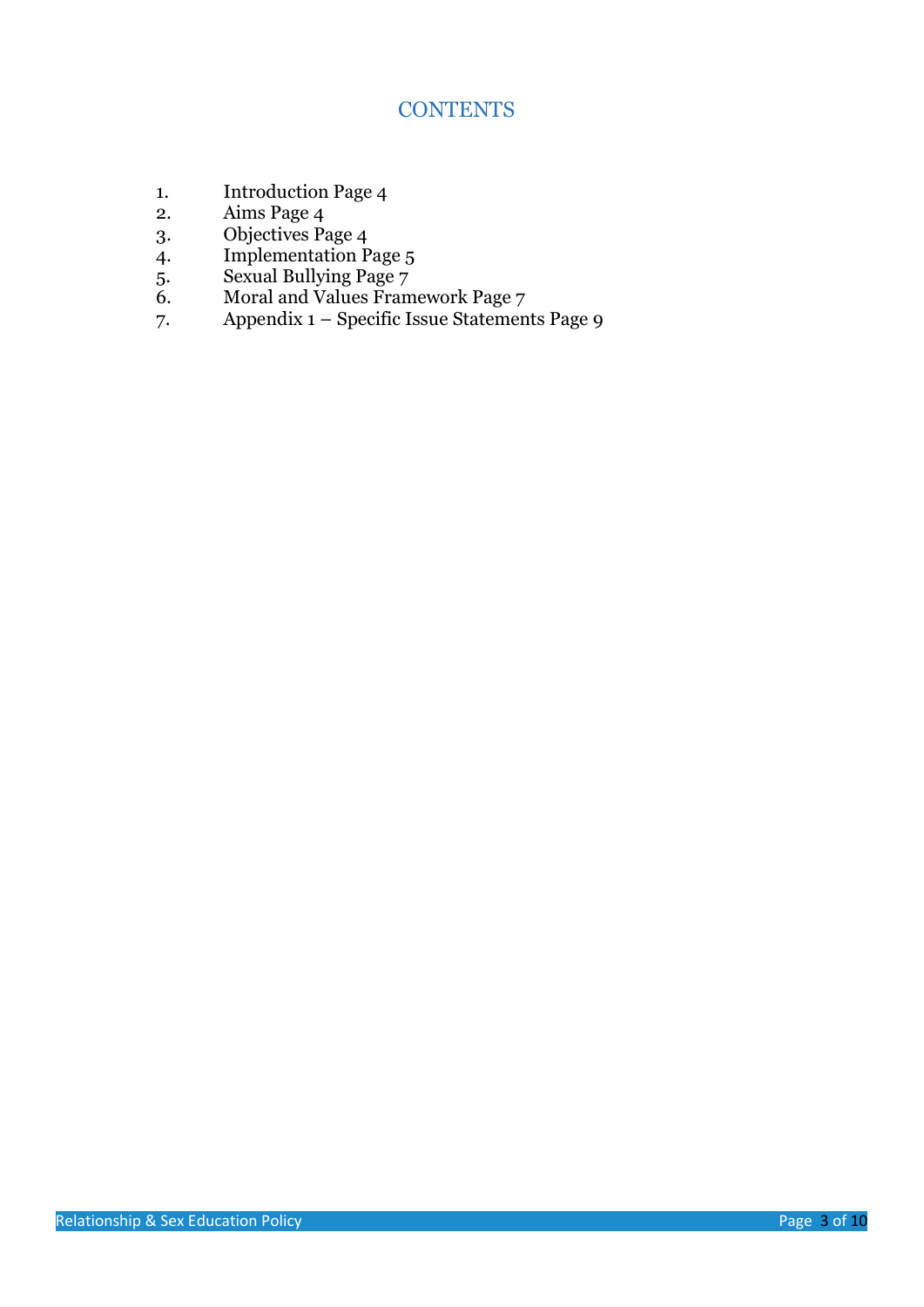## CONTENTS

1. Introduction Page 4
2. Aims Page 4
3. Objectives Page 4
4. Implementation Page 5
5. Sexual Bullying Page 7
6. Moral and Values Framework Page 7
7. Appendix 1 – Specific Issue Statements Page 9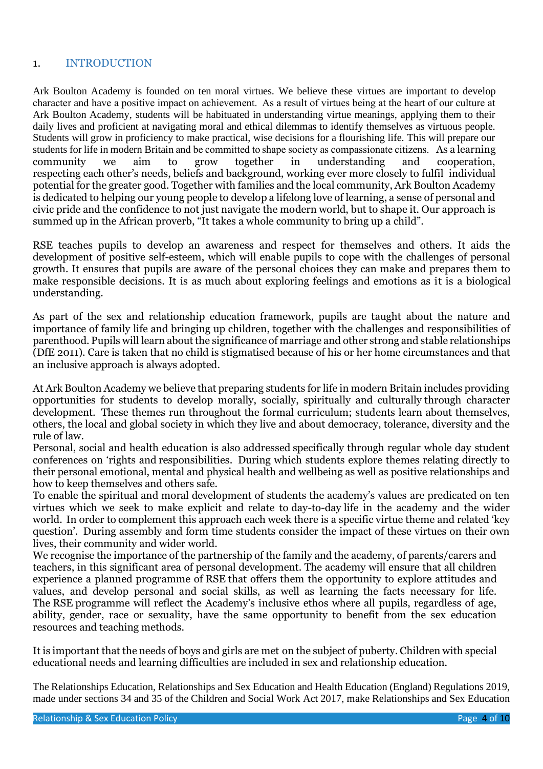## 1. INTRODUCTION

Ark Boulton Academy is founded on ten moral virtues. We believe these virtues are important to develop character and have a positive impact on achievement. As a result of virtues being at the heart of our culture at Ark Boulton Academy, students will be habituated in understanding virtue meanings, applying them to their daily lives and proficient at navigating moral and ethical dilemmas to identify themselves as virtuous people. Students will grow in proficiency to make practical, wise decisions for a flourishing life. This will prepare our students for life in modern Britain and be committed to shape society as compassionate citizens. As a learning community we aim to grow together in understanding and cooperation, respecting each other's needs, beliefs and background, working ever more closely to fulfil individual potential for the greater good. Together with families and the local community, Ark Boulton Academy is dedicated to helping our young people to develop a lifelong love of learning, a sense of personal and civic pride and the confidence to not just navigate the modern world, but to shape it. Our approach is summed up in the African proverb, "It takes a whole community to bring up a child".

RSE teaches pupils to develop an awareness and respect for themselves and others. It aids the development of positive self-esteem, which will enable pupils to cope with the challenges of personal growth. It ensures that pupils are aware of the personal choices they can make and prepares them to make responsible decisions. It is as much about exploring feelings and emotions as it is a biological understanding.

As part of the sex and relationship education framework, pupils are taught about the nature and importance of family life and bringing up children, together with the challenges and responsibilities of parenthood. Pupils will learn about the significance of marriage and other strong and stable relationships (DfE 2011). Care is taken that no child is stigmatised because of his or her home circumstances and that an inclusive approach is always adopted.

At Ark Boulton Academy we believe that preparing students for life in modern Britain includes providing opportunities for students to develop morally, socially, spiritually and culturally through character development. These themes run throughout the formal curriculum; students learn about themselves, others, the local and global society in which they live and about democracy, tolerance, diversity and the rule of law.
Personal, social and health education is also addressed specifically through regular whole day student conferences on 'rights and responsibilities. During which students explore themes relating directly to their personal emotional, mental and physical health and wellbeing as well as positive relationships and how to keep themselves and others safe.
To enable the spiritual and moral development of students the academy's values are predicated on ten virtues which we seek to make explicit and relate to day-to-day life in the academy and the wider world. In order to complement this approach each week there is a specific virtue theme and related 'key question'. During assembly and form time students consider the impact of these virtues on their own lives, their community and wider world.
We recognise the importance of the partnership of the family and the academy, of parents/carers and teachers, in this significant area of personal development. The academy will ensure that all children experience a planned programme of RSE that offers them the opportunity to explore attitudes and values, and develop personal and social skills, as well as learning the facts necessary for life. The RSE programme will reflect the Academy's inclusive ethos where all pupils, regardless of age, ability, gender, race or sexuality, have the same opportunity to benefit from the sex education resources and teaching methods.

It is important that the needs of boys and girls are met on the subject of puberty. Children with special educational needs and learning difficulties are included in sex and relationship education.

The Relationships Education, Relationships and Sex Education and Health Education (England) Regulations 2019, made under sections 34 and 35 of the Children and Social Work Act 2017, make Relationships and Sex Education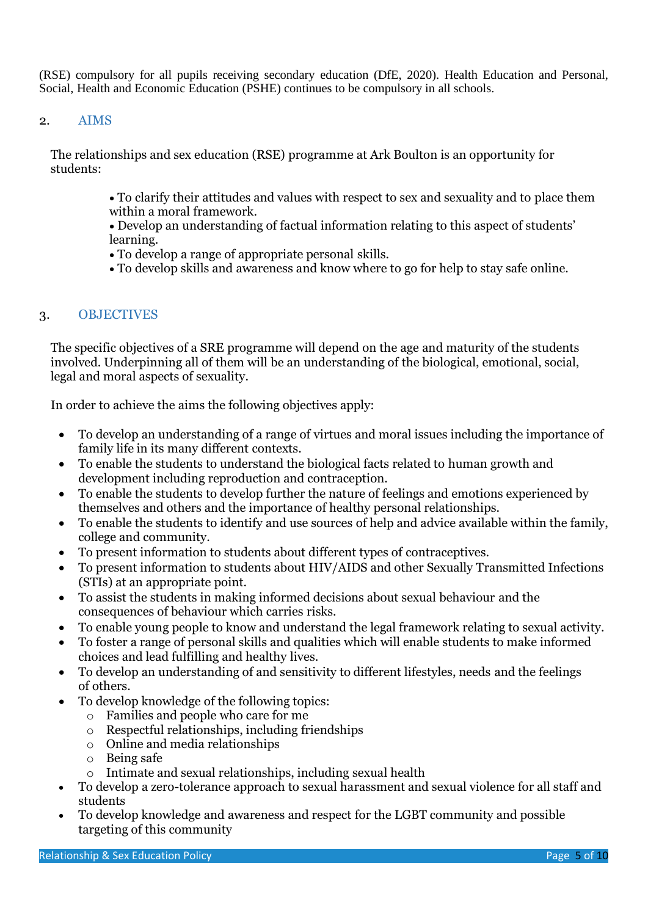(RSE) compulsory for all pupils receiving secondary education (DfE, 2020). Health Education and Personal, Social, Health and Economic Education (PSHE) continues to be compulsory in all schools.

## 2. AIMS

The relationships and sex education (RSE) programme at Ark Boulton is an opportunity for students:

- To clarify their attitudes and values with respect to sex and sexuality and to place them within a moral framework.
- Develop an understanding of factual information relating to this aspect of students' learning.
- To develop a range of appropriate personal skills.
- To develop skills and awareness and know where to go for help to stay safe online.

## 3. OBJECTIVES

The specific objectives of a SRE programme will depend on the age and maturity of the students involved. Underpinning all of them will be an understanding of the biological, emotional, social, legal and moral aspects of sexuality.

In order to achieve the aims the following objectives apply:

- To develop an understanding of a range of virtues and moral issues including the importance of family life in its many different contexts.
- To enable the students to understand the biological facts related to human growth and development including reproduction and contraception.
- To enable the students to develop further the nature of feelings and emotions experienced by themselves and others and the importance of healthy personal relationships.
- To enable the students to identify and use sources of help and advice available within the family, college and community.
- To present information to students about different types of contraceptives.
- To present information to students about HIV/AIDS and other Sexually Transmitted Infections (STIs) at an appropriate point.
- To assist the students in making informed decisions about sexual behaviour and the consequences of behaviour which carries risks.
- To enable young people to know and understand the legal framework relating to sexual activity.
- To foster a range of personal skills and qualities which will enable students to make informed choices and lead fulfilling and healthy lives.
- To develop an understanding of and sensitivity to different lifestyles, needs and the feelings of others.
- To develop knowledge of the following topics:
  - Families and people who care for me
  - Respectful relationships, including friendships
  - Online and media relationships
  - Being safe
  - Intimate and sexual relationships, including sexual health
- To develop a zero-tolerance approach to sexual harassment and sexual violence for all staff and students
- To develop knowledge and awareness and respect for the LGBT community and possible targeting of this community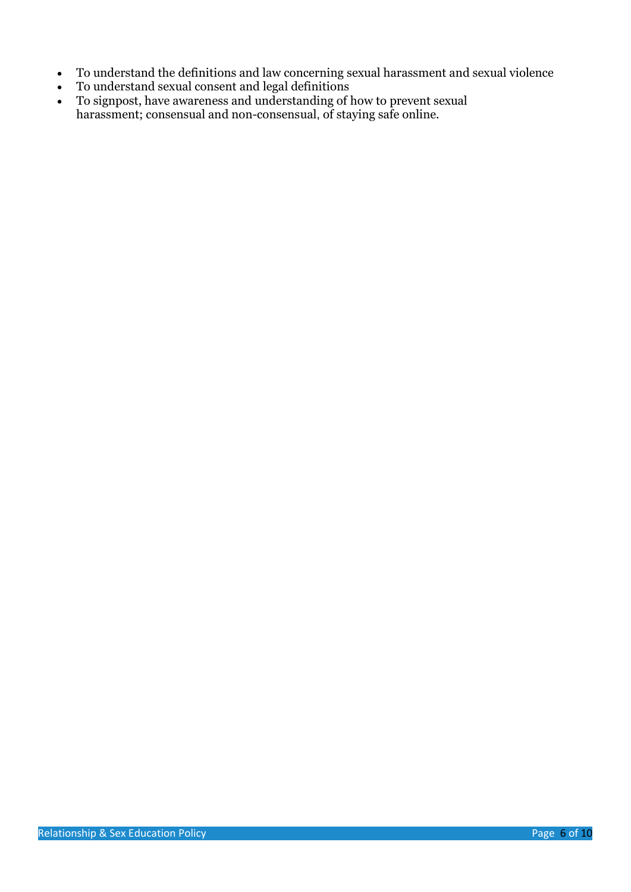- To understand the definitions and law concerning sexual harassment and sexual violence
- To understand sexual consent and legal definitions
- To signpost, have awareness and understanding of how to prevent sexual harassment; consensual and non-consensual, of staying safe online.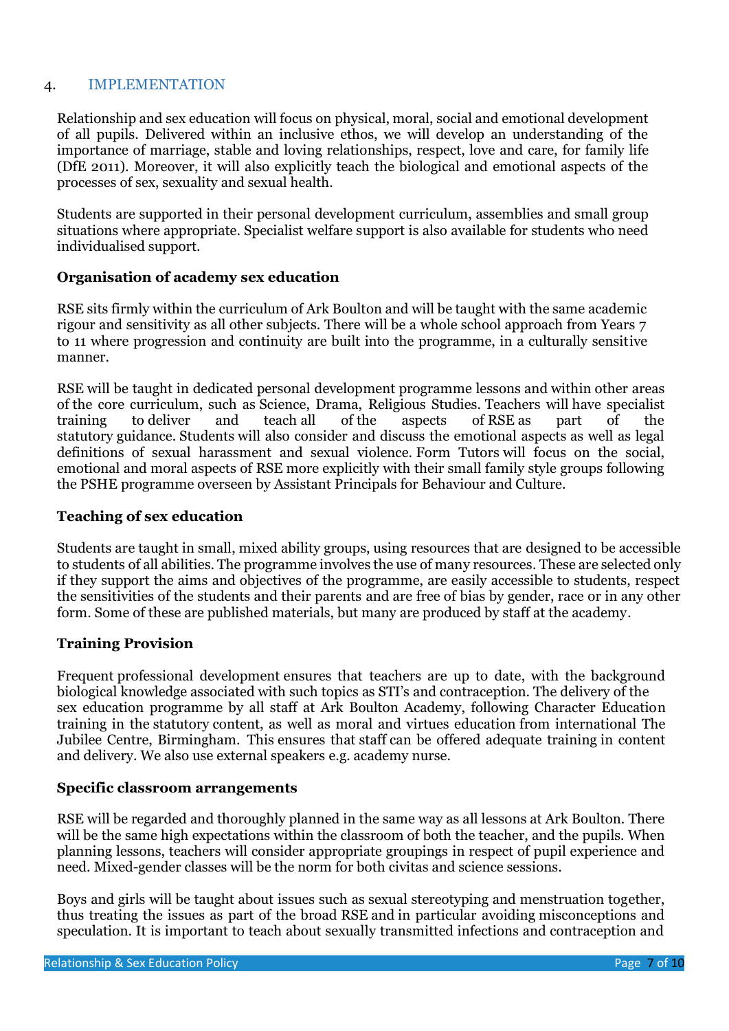## 4. IMPLEMENTATION

Relationship and sex education will focus on physical, moral, social and emotional development of all pupils. Delivered within an inclusive ethos, we will develop an understanding of the importance of marriage, stable and loving relationships, respect, love and care, for family life (DfE 2011). Moreover, it will also explicitly teach the biological and emotional aspects of the processes of sex, sexuality and sexual health.

Students are supported in their personal development curriculum, assemblies and small group situations where appropriate. Specialist welfare support is also available for students who need individualised support.

**Organisation of academy sex education**

RSE sits firmly within the curriculum of Ark Boulton and will be taught with the same academic rigour and sensitivity as all other subjects. There will be a whole school approach from Years 7 to 11 where progression and continuity are built into the programme, in a culturally sensitive manner.

RSE will be taught in dedicated personal development programme lessons and within other areas of the core curriculum, such as Science, Drama, Religious Studies. Teachers will have specialist training to deliver and teach all of the aspects of RSE as part of the statutory guidance. Students will also consider and discuss the emotional aspects as well as legal definitions of sexual harassment and sexual violence. Form Tutors will focus on the social, emotional and moral aspects of RSE more explicitly with their small family style groups following the PSHE programme overseen by Assistant Principals for Behaviour and Culture.

**Teaching of sex education**

Students are taught in small, mixed ability groups, using resources that are designed to be accessible to students of all abilities. The programme involves the use of many resources. These are selected only if they support the aims and objectives of the programme, are easily accessible to students, respect the sensitivities of the students and their parents and are free of bias by gender, race or in any other form. Some of these are published materials, but many are produced by staff at the academy.

**Training Provision**

Frequent professional development ensures that teachers are up to date, with the background biological knowledge associated with such topics as STI's and contraception. The delivery of the sex education programme by all staff at Ark Boulton Academy, following Character Education training in the statutory content, as well as moral and virtues education from international The Jubilee Centre, Birmingham. This ensures that staff can be offered adequate training in content and delivery. We also use external speakers e.g. academy nurse.

**Specific classroom arrangements**

RSE will be regarded and thoroughly planned in the same way as all lessons at Ark Boulton. There will be the same high expectations within the classroom of both the teacher, and the pupils. When planning lessons, teachers will consider appropriate groupings in respect of pupil experience and need. Mixed-gender classes will be the norm for both civitas and science sessions.

Boys and girls will be taught about issues such as sexual stereotyping and menstruation together, thus treating the issues as part of the broad RSE and in particular avoiding misconceptions and speculation. It is important to teach about sexually transmitted infections and contraception and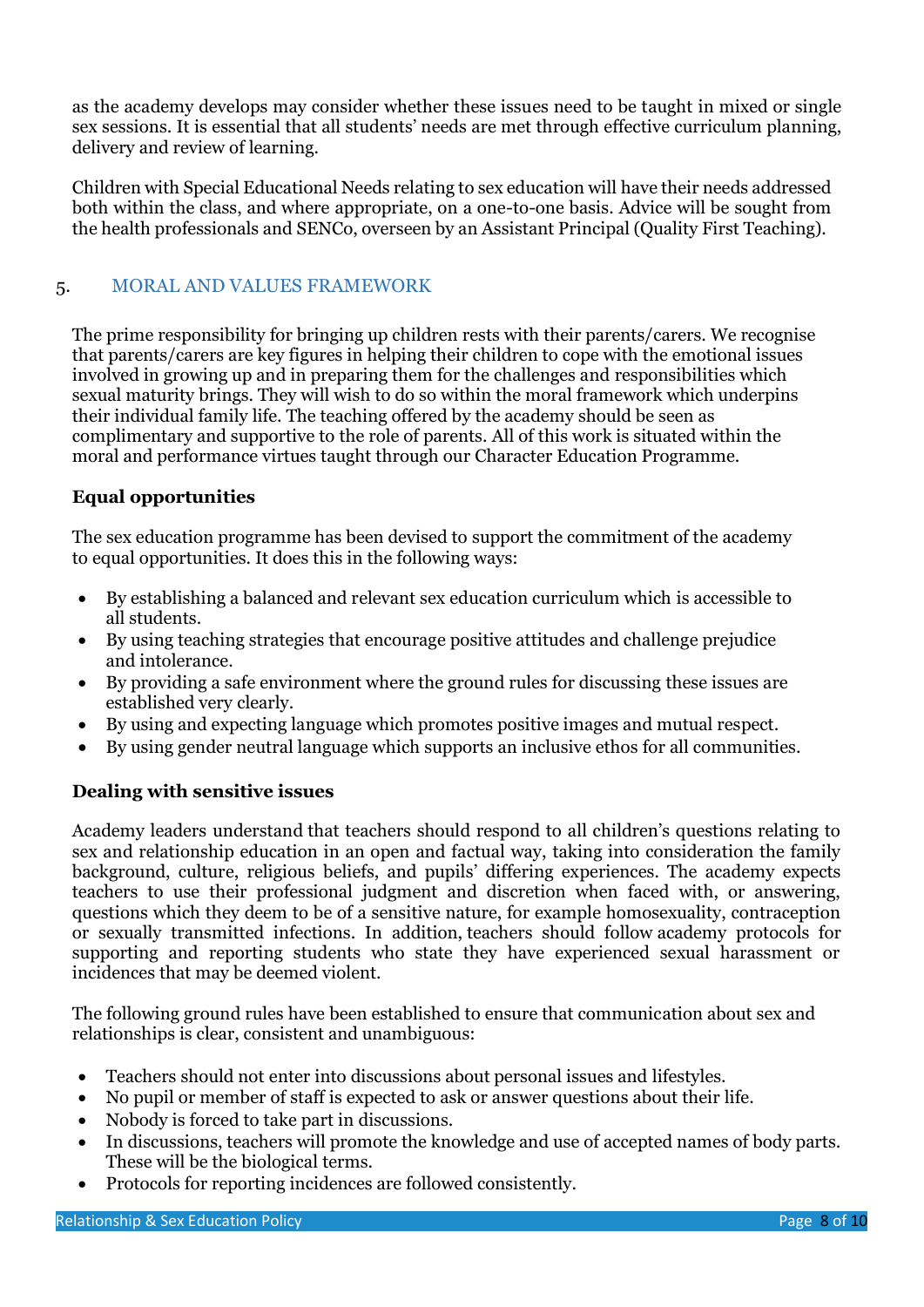as the academy develops may consider whether these issues need to be taught in mixed or single sex sessions. It is essential that all students' needs are met through effective curriculum planning, delivery and review of learning.

Children with Special Educational Needs relating to sex education will have their needs addressed both within the class, and where appropriate, on a one-to-one basis. Advice will be sought from the health professionals and SENCo, overseen by an Assistant Principal (Quality First Teaching).

## 5. MORAL AND VALUES FRAMEWORK

The prime responsibility for bringing up children rests with their parents/carers. We recognise that parents/carers are key figures in helping their children to cope with the emotional issues involved in growing up and in preparing them for the challenges and responsibilities which sexual maturity brings. They will wish to do so within the moral framework which underpins their individual family life. The teaching offered by the academy should be seen as complimentary and supportive to the role of parents. All of this work is situated within the moral and performance virtues taught through our Character Education Programme.

**Equal opportunities**

The sex education programme has been devised to support the commitment of the academy to equal opportunities. It does this in the following ways:

- By establishing a balanced and relevant sex education curriculum which is accessible to all students.
- By using teaching strategies that encourage positive attitudes and challenge prejudice and intolerance.
- By providing a safe environment where the ground rules for discussing these issues are established very clearly.
- By using and expecting language which promotes positive images and mutual respect.
- By using gender neutral language which supports an inclusive ethos for all communities.

**Dealing with sensitive issues**

Academy leaders understand that teachers should respond to all children's questions relating to sex and relationship education in an open and factual way, taking into consideration the family background, culture, religious beliefs, and pupils' differing experiences. The academy expects teachers to use their professional judgment and discretion when faced with, or answering, questions which they deem to be of a sensitive nature, for example homosexuality, contraception or sexually transmitted infections. In addition, teachers should follow academy protocols for supporting and reporting students who state they have experienced sexual harassment or incidences that may be deemed violent.

The following ground rules have been established to ensure that communication about sex and relationships is clear, consistent and unambiguous:

- Teachers should not enter into discussions about personal issues and lifestyles.
- No pupil or member of staff is expected to ask or answer questions about their life.
- Nobody is forced to take part in discussions.
- In discussions, teachers will promote the knowledge and use of accepted names of body parts. These will be the biological terms.
- Protocols for reporting incidences are followed consistently.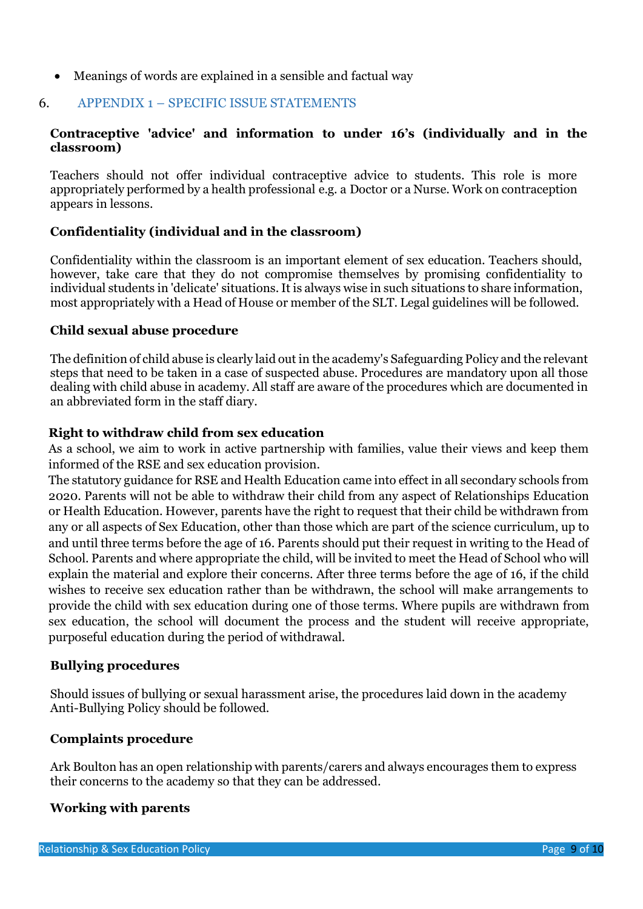- Meanings of words are explained in a sensible and factual way

## 6. APPENDIX 1 – SPECIFIC ISSUE STATEMENTS

**Contraceptive 'advice' and information to under 16's (individually and in the classroom)**

Teachers should not offer individual contraceptive advice to students. This role is more appropriately performed by a health professional e.g. a Doctor or a Nurse. Work on contraception appears in lessons.

**Confidentiality (individual and in the classroom)**

Confidentiality within the classroom is an important element of sex education. Teachers should, however, take care that they do not compromise themselves by promising confidentiality to individual students in 'delicate' situations. It is always wise in such situations to share information, most appropriately with a Head of House or member of the SLT. Legal guidelines will be followed.

**Child sexual abuse procedure**

The definition of child abuse is clearly laid out in the academy's Safeguarding Policy and the relevant steps that need to be taken in a case of suspected abuse. Procedures are mandatory upon all those dealing with child abuse in academy. All staff are aware of the procedures which are documented in an abbreviated form in the staff diary.

**Right to withdraw child from sex education**

As a school, we aim to work in active partnership with families, value their views and keep them informed of the RSE and sex education provision.

The statutory guidance for RSE and Health Education came into effect in all secondary schools from 2020. Parents will not be able to withdraw their child from any aspect of Relationships Education or Health Education. However, parents have the right to request that their child be withdrawn from any or all aspects of Sex Education, other than those which are part of the science curriculum, up to and until three terms before the age of 16. Parents should put their request in writing to the Head of School. Parents and where appropriate the child, will be invited to meet the Head of School who will explain the material and explore their concerns. After three terms before the age of 16, if the child wishes to receive sex education rather than be withdrawn, the school will make arrangements to provide the child with sex education during one of those terms. Where pupils are withdrawn from sex education, the school will document the process and the student will receive appropriate, purposeful education during the period of withdrawal.

**Bullying procedures**

Should issues of bullying or sexual harassment arise, the procedures laid down in the academy Anti-Bullying Policy should be followed.

**Complaints procedure**

Ark Boulton has an open relationship with parents/carers and always encourages them to express their concerns to the academy so that they can be addressed.

**Working with parents**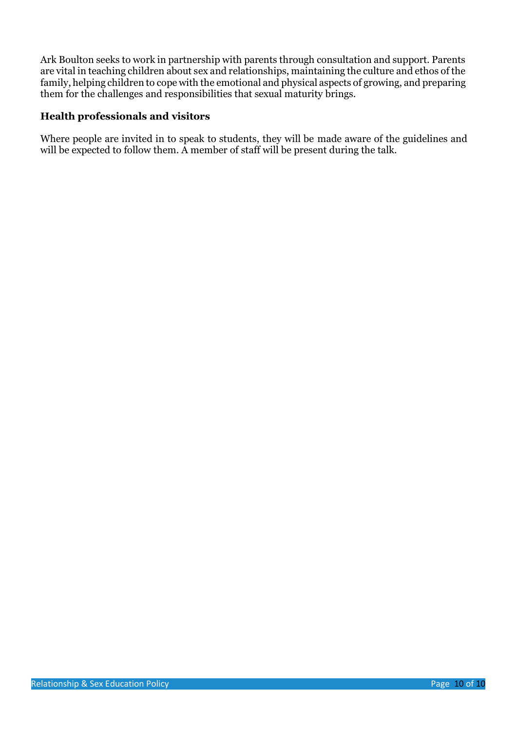Ark Boulton seeks to work in partnership with parents through consultation and support. Parents are vital in teaching children about sex and relationships, maintaining the culture and ethos of the family, helping children to cope with the emotional and physical aspects of growing, and preparing them for the challenges and responsibilities that sexual maturity brings.

**Health professionals and visitors**

Where people are invited in to speak to students, they will be made aware of the guidelines and will be expected to follow them. A member of staff will be present during the talk.